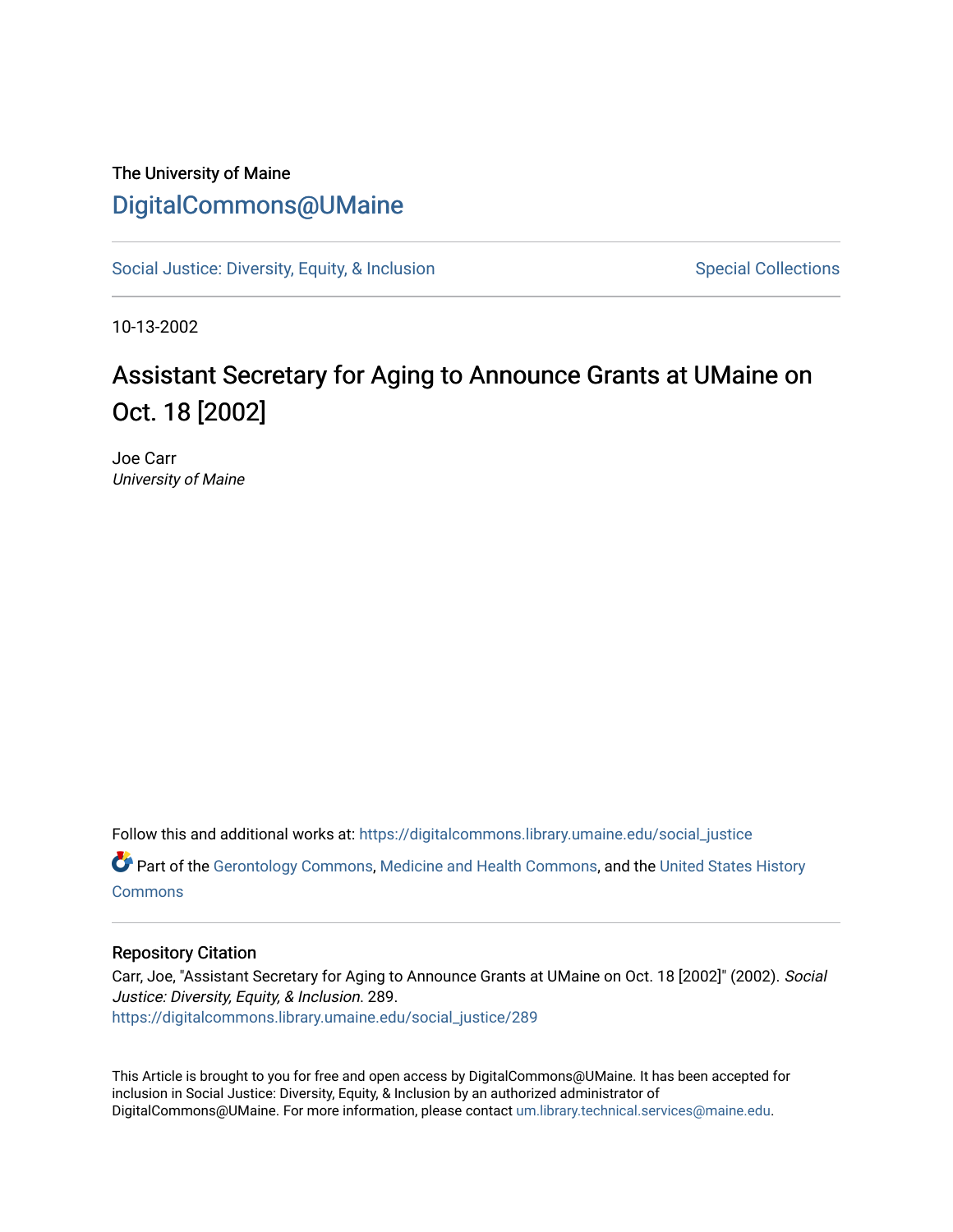The University of Maine

# DigitalCommons@UMaine

Social Justice: Diversity, Equity, & Inclusion | Special Collections

10-13-2002

# Assistant Secretary for Aging to Announce Grants at UMaine on Oct. 18 [2002]

Joe Carr
*University of Maine*

Follow this and additional works at: https://digitalcommons.library.umaine.edu/social_justice

Part of the Gerontology Commons, Medicine and Health Commons, and the United States History Commons

## Repository Citation

Carr, Joe, "Assistant Secretary for Aging to Announce Grants at UMaine on Oct. 18 [2002]" (2002). *Social Justice: Diversity, Equity, & Inclusion*. 289.
https://digitalcommons.library.umaine.edu/social_justice/289

This Article is brought to you for free and open access by DigitalCommons@UMaine. It has been accepted for inclusion in Social Justice: Diversity, Equity, & Inclusion by an authorized administrator of DigitalCommons@UMaine. For more information, please contact um.library.technical.services@maine.edu.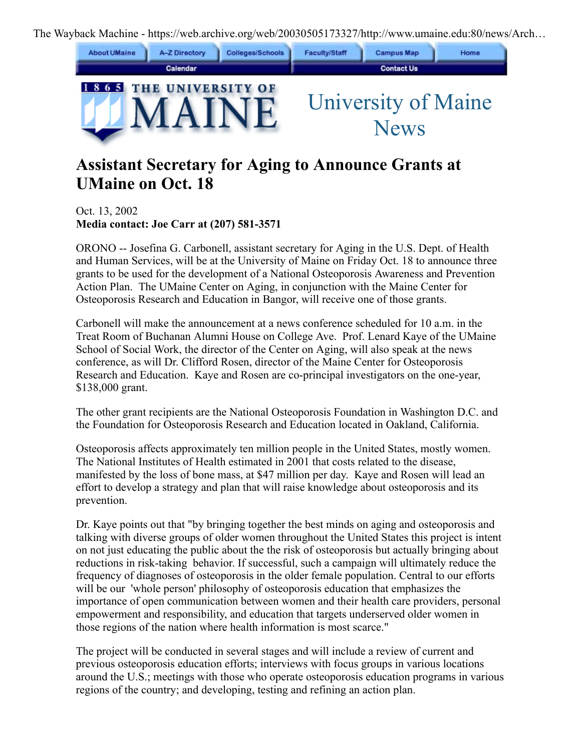# Assistant Secretary for Aging to Announce Grants at UMaine on Oct. 18

Oct. 13, 2002
**Media contact: Joe Carr at (207) 581-3571**

ORONO -- Josefina G. Carbonell, assistant secretary for Aging in the U.S. Dept. of Health and Human Services, will be at the University of Maine on Friday Oct. 18 to announce three grants to be used for the development of a National Osteoporosis Awareness and Prevention Action Plan. The UMaine Center on Aging, in conjunction with the Maine Center for Osteoporosis Research and Education in Bangor, will receive one of those grants.

Carbonell will make the announcement at a news conference scheduled for 10 a.m. in the Treat Room of Buchanan Alumni House on College Ave. Prof. Lenard Kaye of the UMaine School of Social Work, the director of the Center on Aging, will also speak at the news conference, as will Dr. Clifford Rosen, director of the Maine Center for Osteoporosis Research and Education. Kaye and Rosen are co-principal investigators on the one-year, $138,000 grant.

The other grant recipients are the National Osteoporosis Foundation in Washington D.C. and the Foundation for Osteoporosis Research and Education located in Oakland, California.

Osteoporosis affects approximately ten million people in the United States, mostly women. The National Institutes of Health estimated in 2001 that costs related to the disease, manifested by the loss of bone mass, at $47 million per day. Kaye and Rosen will lead an effort to develop a strategy and plan that will raise knowledge about osteoporosis and its prevention.

Dr. Kaye points out that "by bringing together the best minds on aging and osteoporosis and talking with diverse groups of older women throughout the United States this project is intent on not just educating the public about the the risk of osteoporosis but actually bringing about reductions in risk-taking behavior. If successful, such a campaign will ultimately reduce the frequency of diagnoses of osteoporosis in the older female population. Central to our efforts will be our 'whole person' philosophy of osteoporosis education that emphasizes the importance of open communication between women and their health care providers, personal empowerment and responsibility, and education that targets underserved older women in those regions of the nation where health information is most scarce."

The project will be conducted in several stages and will include a review of current and previous osteoporosis education efforts; interviews with focus groups in various locations around the U.S.; meetings with those who operate osteoporosis education programs in various regions of the country; and developing, testing and refining an action plan.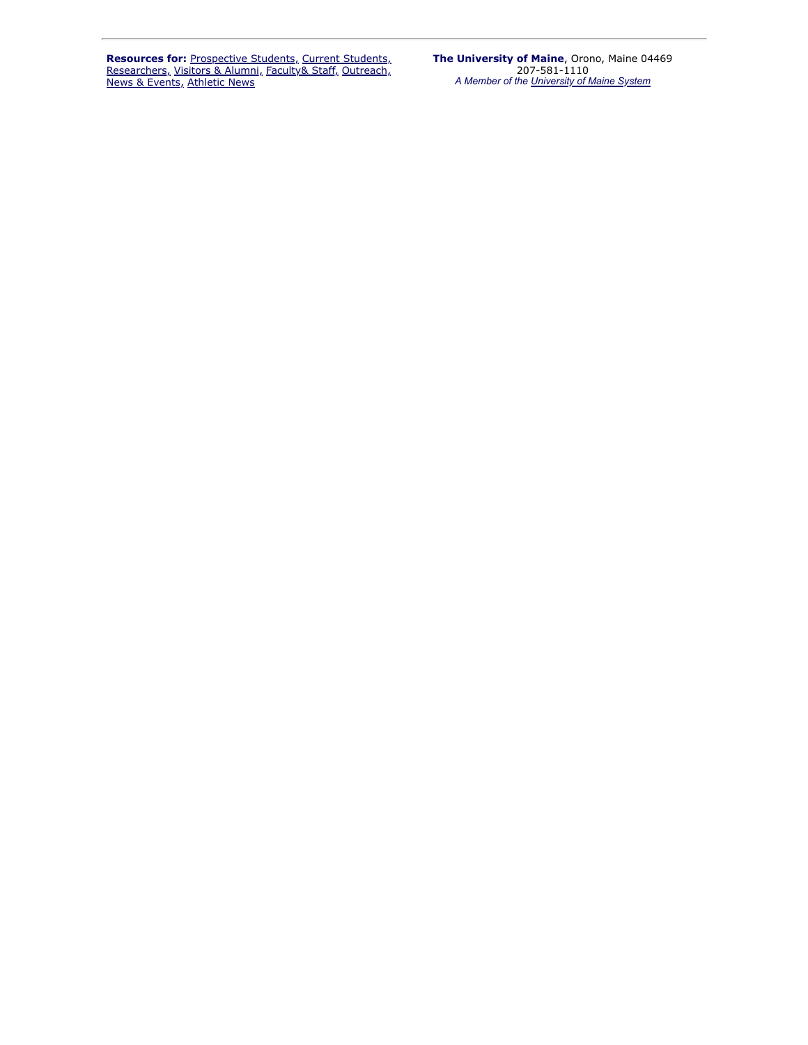---

**Resources for:** Prospective Students, Current Students, Researchers, Visitors & Alumni, Faculty& Staff, Outreach, News & Events, Athletic News

**The University of Maine**, Orono, Maine 04469
207-581-1110
*A Member of the University of Maine System*